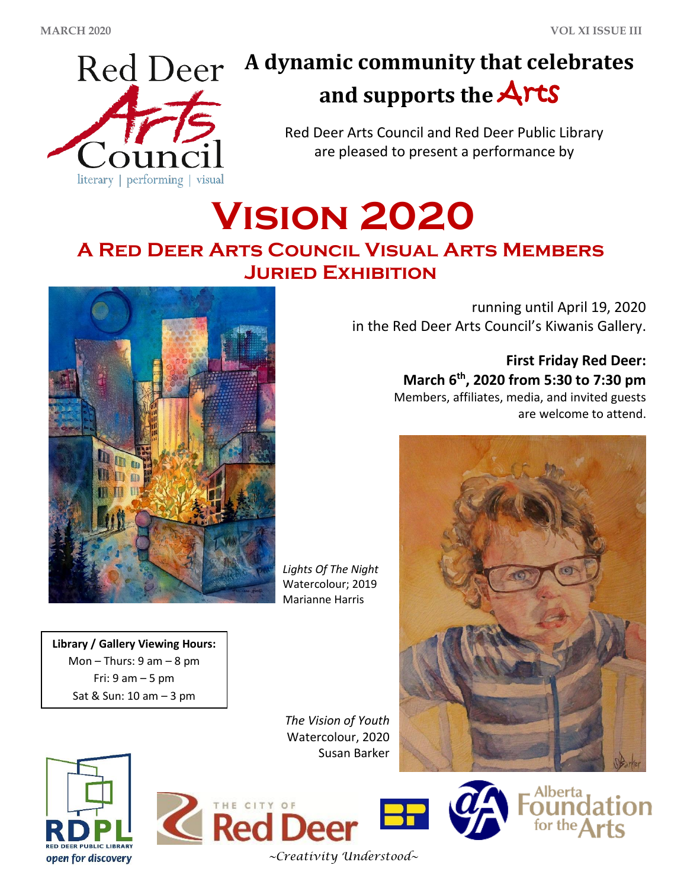Red Deer Arts Council

literary | performing | visual

# A dynamic community that celebrates and supports the Arts

Red Deer Arts Council and Red Deer Public Library are pleased to present a performance by

# Vision 2020

## A Red Deer Arts Council Visual Arts Members Juried Exhibition

running until April 19, 2020 in the Red Deer Arts Council's Kiwanis Gallery.

**First Friday Red Deer:**
**March 6th, 2020 from 5:30 to 7:30 pm**
Members, affiliates, media, and invited guests are welcome to attend.

*Lights Of The Night*
Watercolour; 2019
Marianne Harris

**Library / Gallery Viewing Hours:**
Mon – Thurs: 9 am – 8 pm
Fri: 9 am – 5 pm
Sat & Sun: 10 am – 3 pm

*The Vision of Youth*
Watercolour, 2020
Susan Barker

RDPL Red Deer Public Library open for discovery

The City of Red Deer

Alberta Foundation for the Arts

~Creativity Understood~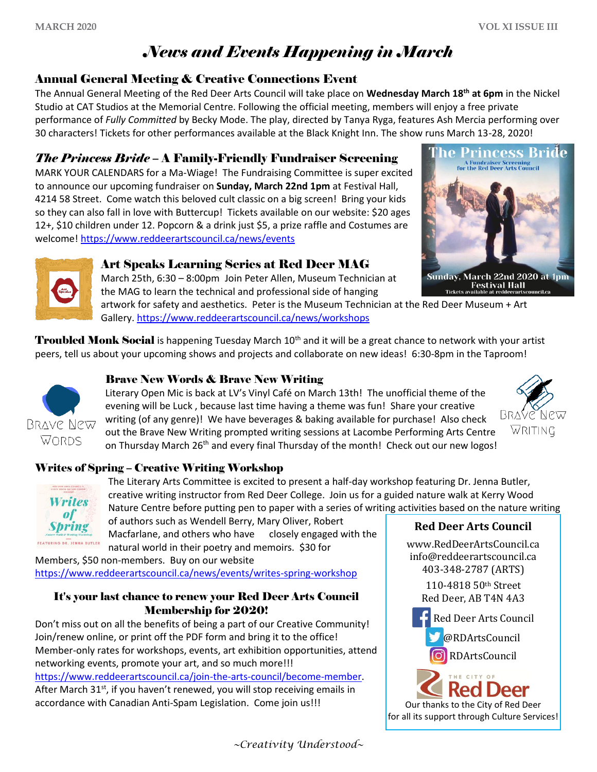# *News and Events Happening in March*

## Annual General Meeting & Creative Connections Event

The Annual General Meeting of the Red Deer Arts Council will take place on **Wednesday March 18th at 6pm** in the Nickel Studio at CAT Studios at the Memorial Centre. Following the official meeting, members will enjoy a free private performance of *Fully Committed* by Becky Mode. The play, directed by Tanya Ryga, features Ash Mercia performing over 30 characters! Tickets for other performances available at the Black Knight Inn. The show runs March 13-28, 2020!

## *The Princess Bride* – A Family-Friendly Fundraiser Screening

MARK YOUR CALENDARS for a Ma-Wiage! The Fundraising Committee is super excited to announce our upcoming fundraiser on **Sunday, March 22nd 1pm** at Festival Hall, 4214 58 Street. Come watch this beloved cult classic on a big screen! Bring your kids so they can also fall in love with Buttercup! Tickets available on our website: $20 ages 12+, $10 children under 12. Popcorn & a drink just $5, a prize raffle and Costumes are welcome! https://www.reddeerartscouncil.ca/news/events

## Art Speaks Learning Series at Red Deer MAG

March 25th, 6:30 – 8:00pm Join Peter Allen, Museum Technician at the MAG to learn the technical and professional side of hanging artwork for safety and aesthetics. Peter is the Museum Technician at the Red Deer Museum + Art Gallery. https://www.reddeerartscouncil.ca/news/workshops

**Troubled Monk Social** is happening Tuesday March 10th and it will be a great chance to network with your artist peers, tell us about your upcoming shows and projects and collaborate on new ideas! 6:30-8pm in the Taproom!

## Brave New Words & Brave New Writing

Literary Open Mic is back at LV's Vinyl Café on March 13th! The unofficial theme of the evening will be Luck , because last time having a theme was fun! Share your creative writing (of any genre)! We have beverages & baking available for purchase! Also check out the Brave New Writing prompted writing sessions at Lacombe Performing Arts Centre on Thursday March 26th and every final Thursday of the month! Check out our new logos!

## Writes of Spring – Creative Writing Workshop

The Literary Arts Committee is excited to present a half-day workshop featuring Dr. Jenna Butler, creative writing instructor from Red Deer College. Join us for a guided nature walk at Kerry Wood Nature Centre before putting pen to paper with a series of writing activities based on the nature writing of authors such as Wendell Berry, Mary Oliver, Robert Macfarlane, and others who have closely engaged with the natural world in their poetry and memoirs. $30 for Members, $50 non-members. Buy on our website https://www.reddeerartscouncil.ca/news/events/writes-spring-workshop

## It's your last chance to renew your Red Deer Arts Council Membership for 2020!

Don't miss out on all the benefits of being a part of our Creative Community! Join/renew online, or print off the PDF form and bring it to the office! Member-only rates for workshops, events, art exhibition opportunities, attend networking events, promote your art, and so much more!!! https://www.reddeerartscouncil.ca/join-the-arts-council/become-member. After March 31st, if you haven't renewed, you will stop receiving emails in accordance with Canadian Anti-Spam Legislation. Come join us!!!

**Red Deer Arts Council**

www.RedDeerArtsCouncil.ca
info@reddeerartscouncil.ca
403-348-2787 (ARTS)

110-4818 50th Street
Red Deer, AB T4N 4A3

Red Deer Arts Council
@RDArtsCouncil
RDArtsCouncil

Our thanks to the City of Red Deer for all its support through Culture Services!

*~Creativity Understood~*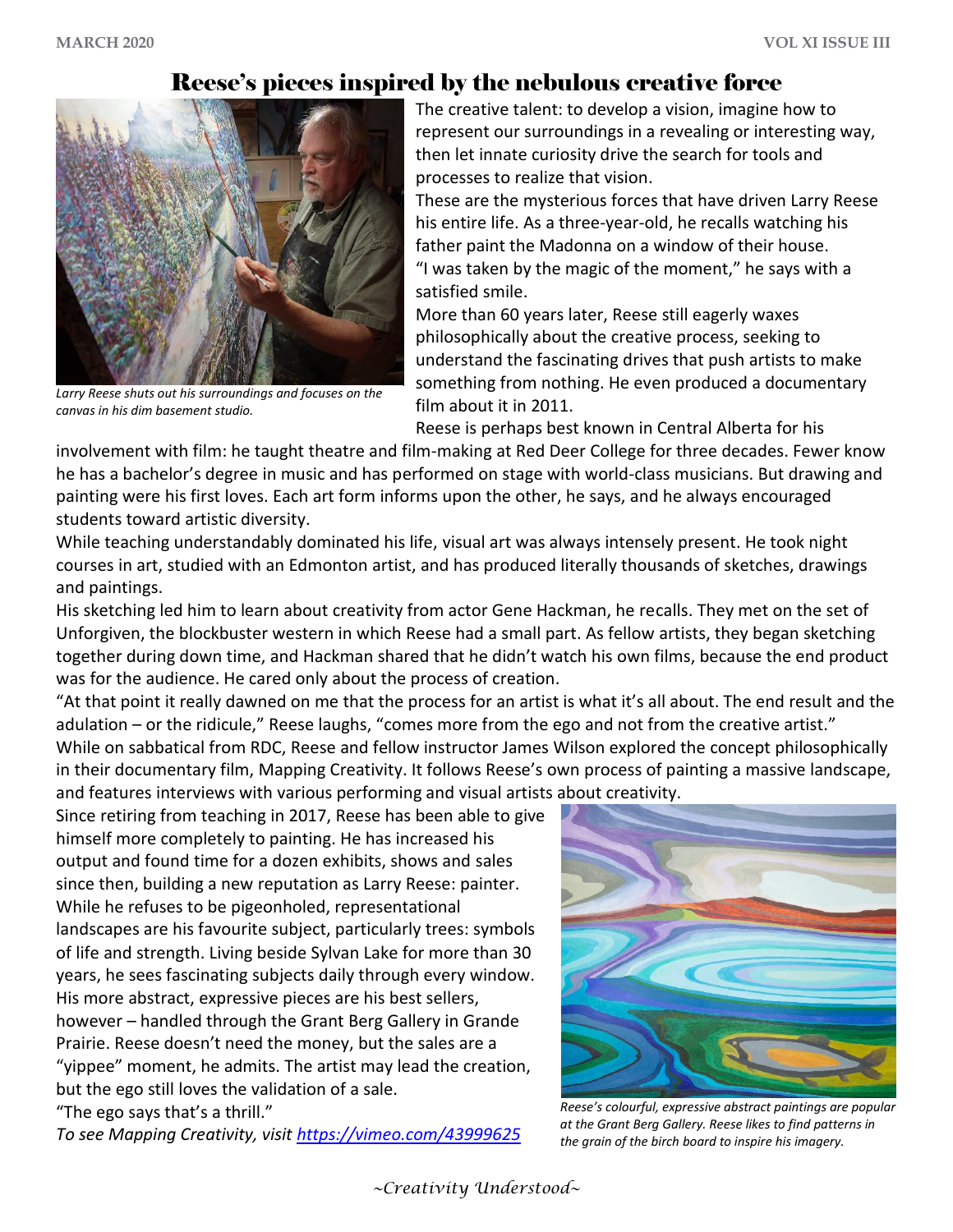# Reese's pieces inspired by the nebulous creative force

*Larry Reese shuts out his surroundings and focuses on the canvas in his dim basement studio.*

The creative talent: to develop a vision, imagine how to represent our surroundings in a revealing or interesting way, then let innate curiosity drive the search for tools and processes to realize that vision.

These are the mysterious forces that have driven Larry Reese his entire life. As a three-year-old, he recalls watching his father paint the Madonna on a window of their house.

"I was taken by the magic of the moment," he says with a satisfied smile.

More than 60 years later, Reese still eagerly waxes philosophically about the creative process, seeking to understand the fascinating drives that push artists to make something from nothing. He even produced a documentary film about it in 2011.

Reese is perhaps best known in Central Alberta for his involvement with film: he taught theatre and film-making at Red Deer College for three decades. Fewer know he has a bachelor's degree in music and has performed on stage with world-class musicians. But drawing and painting were his first loves. Each art form informs upon the other, he says, and he always encouraged students toward artistic diversity.

While teaching understandably dominated his life, visual art was always intensely present. He took night courses in art, studied with an Edmonton artist, and has produced literally thousands of sketches, drawings and paintings.

His sketching led him to learn about creativity from actor Gene Hackman, he recalls. They met on the set of Unforgiven, the blockbuster western in which Reese had a small part. As fellow artists, they began sketching together during down time, and Hackman shared that he didn't watch his own films, because the end product was for the audience. He cared only about the process of creation.

"At that point it really dawned on me that the process for an artist is what it's all about. The end result and the adulation – or the ridicule," Reese laughs, "comes more from the ego and not from the creative artist."

While on sabbatical from RDC, Reese and fellow instructor James Wilson explored the concept philosophically in their documentary film, Mapping Creativity. It follows Reese's own process of painting a massive landscape, and features interviews with various performing and visual artists about creativity.

Since retiring from teaching in 2017, Reese has been able to give himself more completely to painting. He has increased his output and found time for a dozen exhibits, shows and sales since then, building a new reputation as Larry Reese: painter. While he refuses to be pigeonholed, representational landscapes are his favourite subject, particularly trees: symbols of life and strength. Living beside Sylvan Lake for more than 30 years, he sees fascinating subjects daily through every window. His more abstract, expressive pieces are his best sellers, however – handled through the Grant Berg Gallery in Grande Prairie. Reese doesn't need the money, but the sales are a "yippee" moment, he admits. The artist may lead the creation, but the ego still loves the validation of a sale.

"The ego says that's a thrill."

*To see Mapping Creativity, visit [https://vimeo.com/43999625](https://vimeo.com/43999625)*

*Reese's colourful, expressive abstract paintings are popular at the Grant Berg Gallery. Reese likes to find patterns in the grain of the birch board to inspire his imagery.*